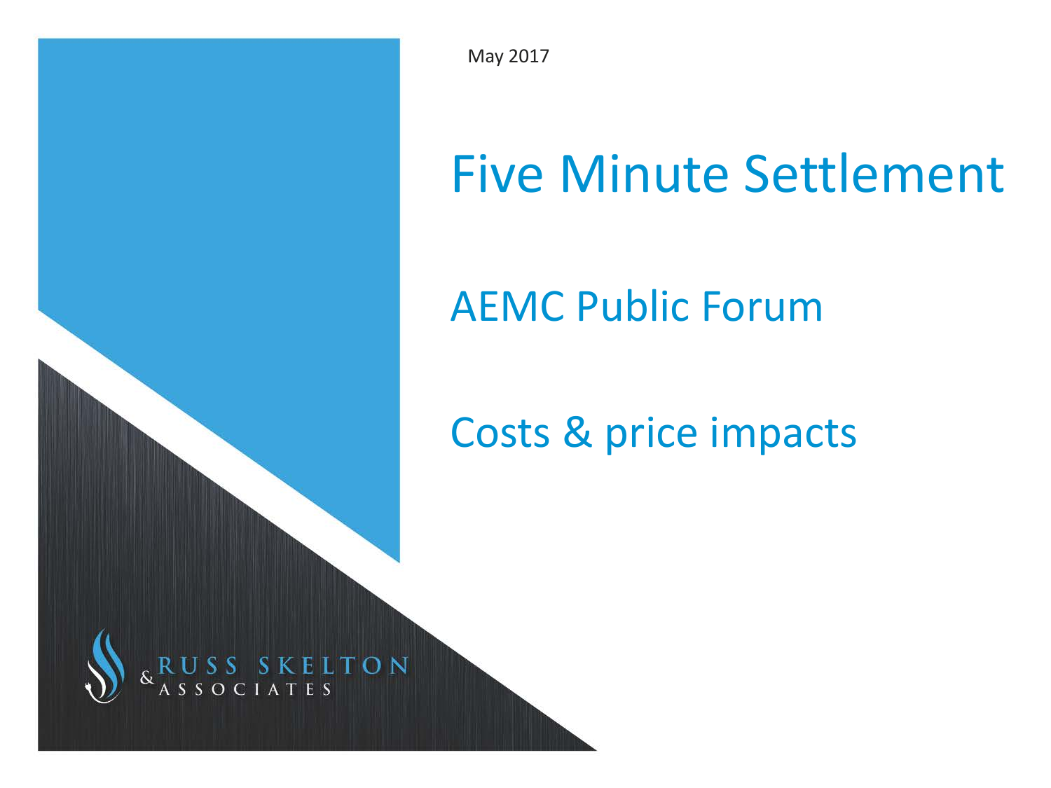May 2017

# Five Minute Settlement

## AEMC Public Forum

## Costs & price impacts

RUSS SKELTON & ASSOCIATES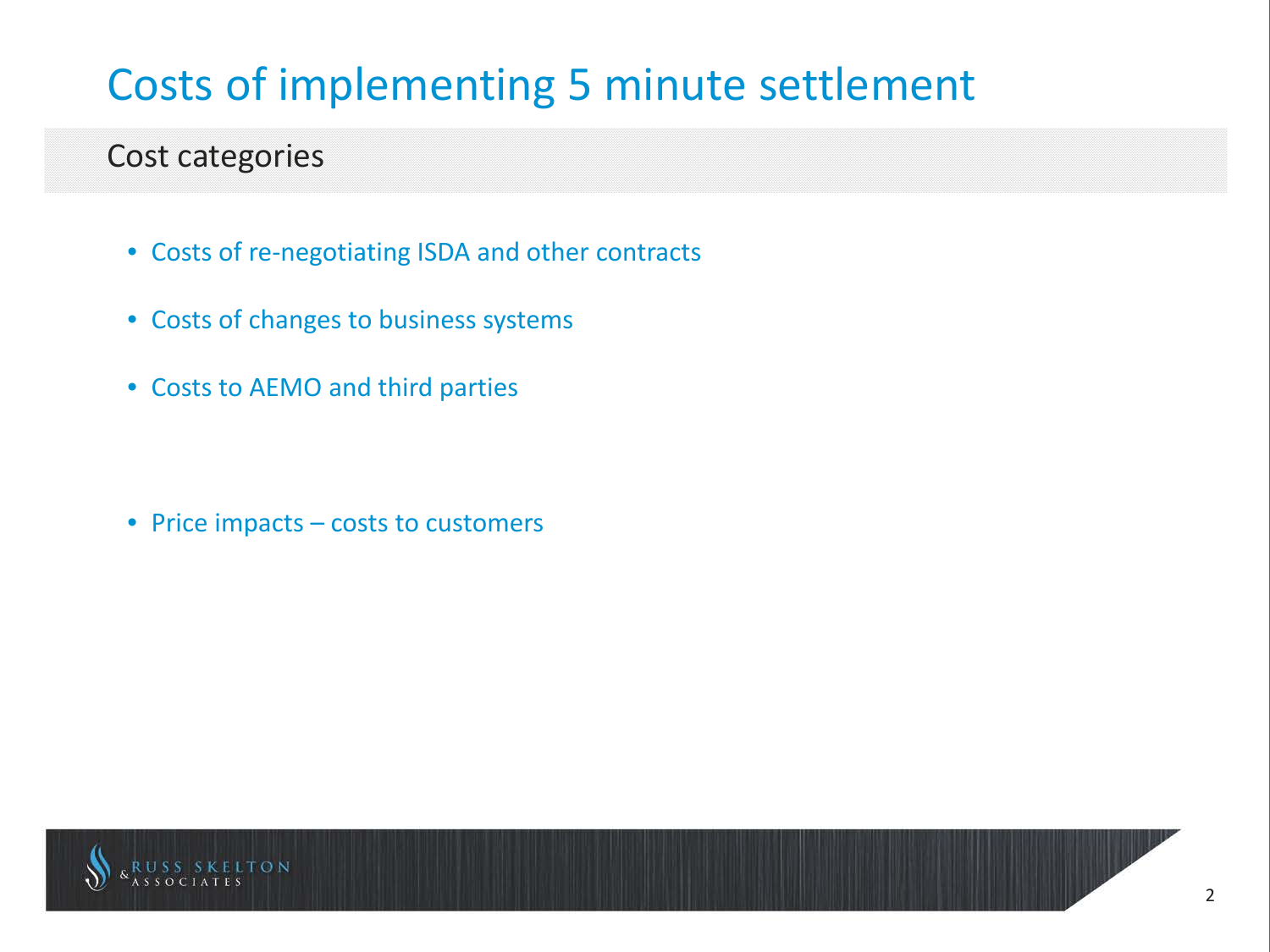# Costs of implementing 5 minute settlement

## Cost categories

- Costs of re-negotiating ISDA and other contracts
- Costs of changes to business systems
- Costs to AEMO and third parties

- Price impacts – costs to customers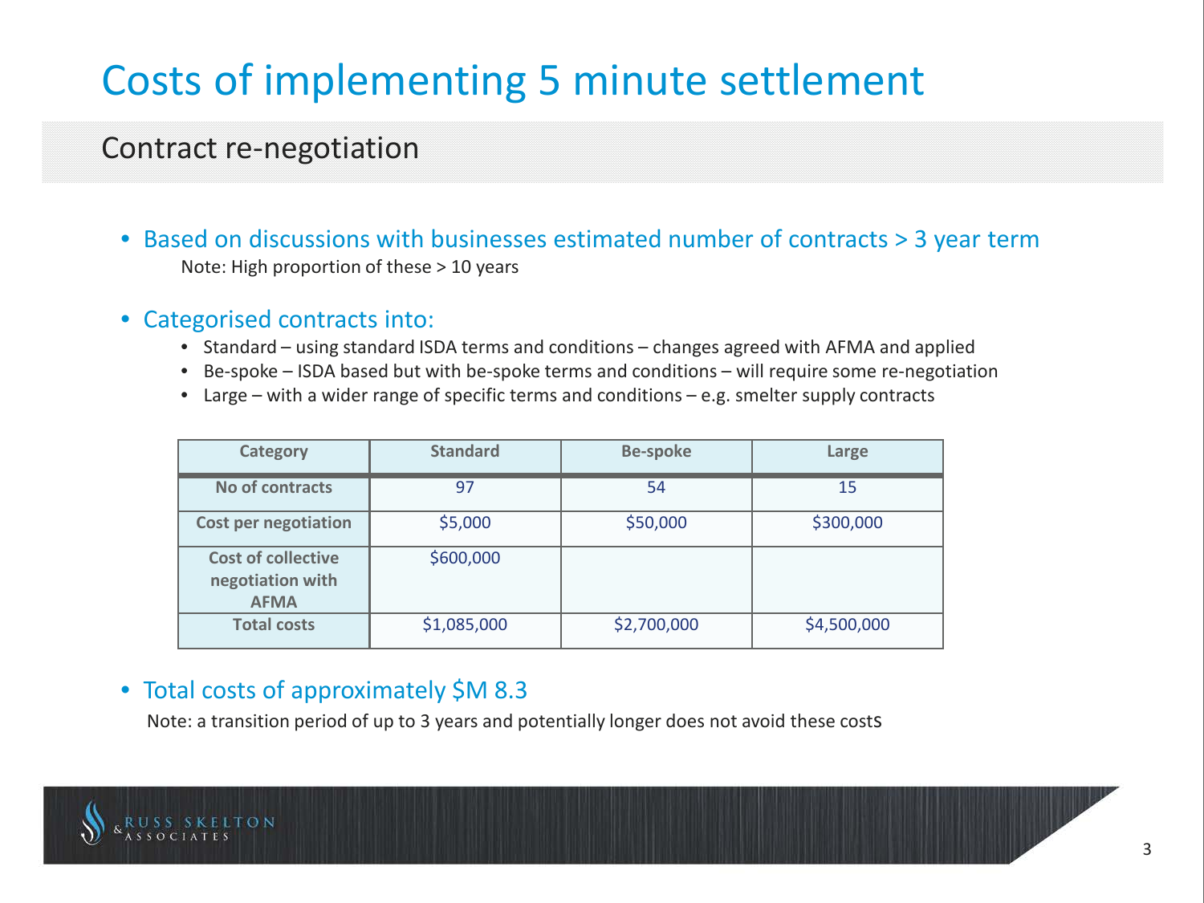# Costs of implementing 5 minute settlement

## Contract re-negotiation

- Based on discussions with businesses estimated number of contracts > 3 year term
  Note: High proportion of these > 10 years

- Categorised contracts into:
  - Standard – using standard ISDA terms and conditions – changes agreed with AFMA and applied
  - Be-spoke – ISDA based but with be-spoke terms and conditions – will require some re-negotiation
  - Large – with a wider range of specific terms and conditions – e.g. smelter supply contracts

| Category | Standard | Be-spoke | Large |
| --- | --- | --- | --- |
| No of contracts | 97 | 54 | 15 |
| Cost per negotiation | $5,000 | $50,000 | $300,000 |
| Cost of collective negotiation with AFMA | $600,000 | | |
| Total costs | $1,085,000 | $2,700,000 | $4,500,000 |

- Total costs of approximately $M 8.3
  Note: a transition period of up to 3 years and potentially longer does not avoid these costs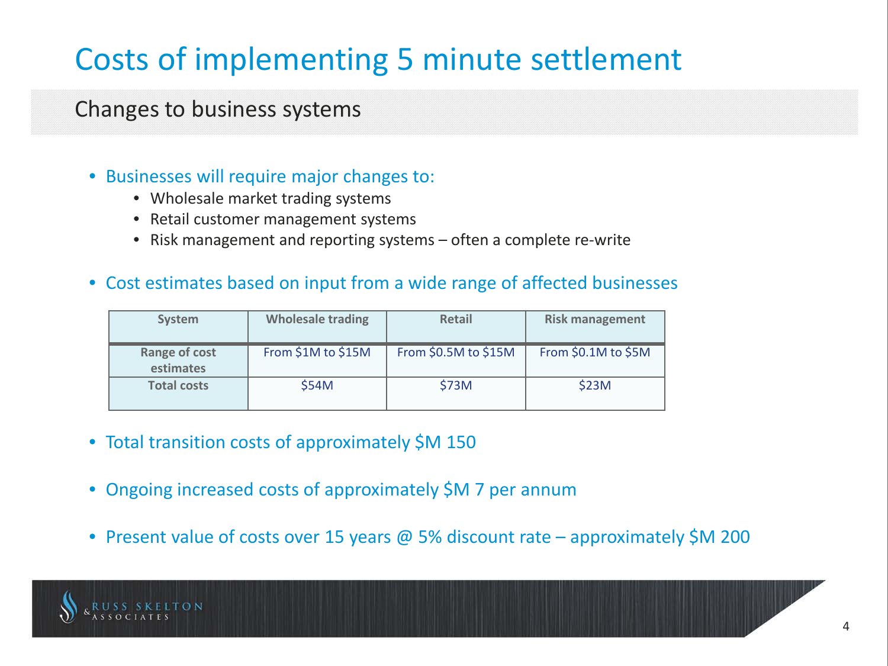# Costs of implementing 5 minute settlement

## Changes to business systems

- Businesses will require major changes to:
  - Wholesale market trading systems
  - Retail customer management systems
  - Risk management and reporting systems – often a complete re-write
- Cost estimates based on input from a wide range of affected businesses

| System | Wholesale trading | Retail | Risk management |
|---|---|---|---|
| Range of cost estimates | From $1M to $15M | From $0.5M to $15M | From $0.1M to $5M |
| Total costs | $54M | $73M | $23M |

- Total transition costs of approximately $M 150
- Ongoing increased costs of approximately $M 7 per annum
- Present value of costs over 15 years @ 5% discount rate – approximately $M 200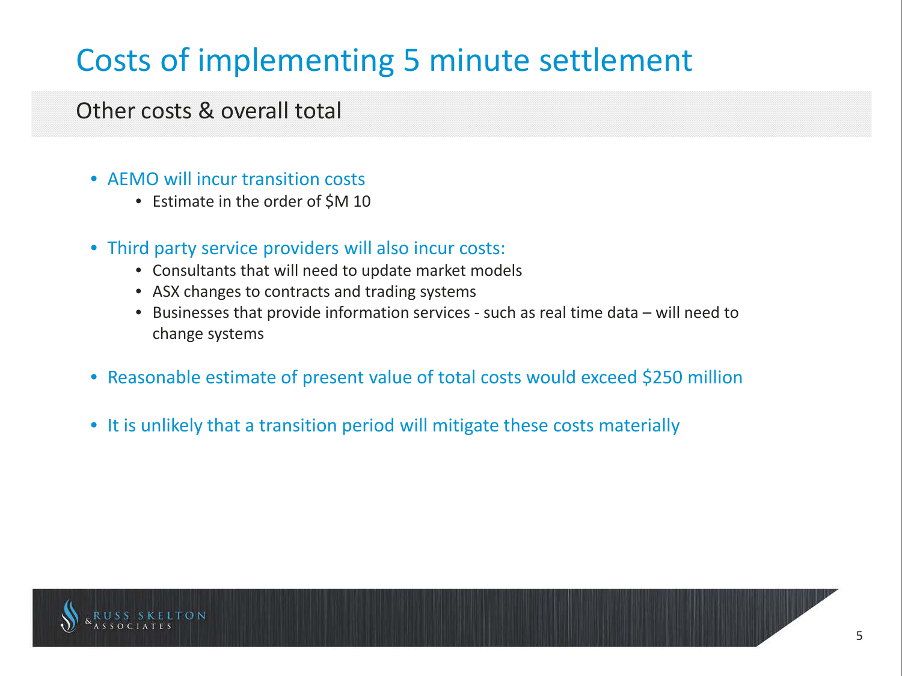# Costs of implementing 5 minute settlement

## Other costs & overall total

- AEMO will incur transition costs
  - Estimate in the order of $M 10
- Third party service providers will also incur costs:
  - Consultants that will need to update market models
  - ASX changes to contracts and trading systems
  - Businesses that provide information services - such as real time data – will need to change systems
- Reasonable estimate of present value of total costs would exceed $250 million
- It is unlikely that a transition period will mitigate these costs materially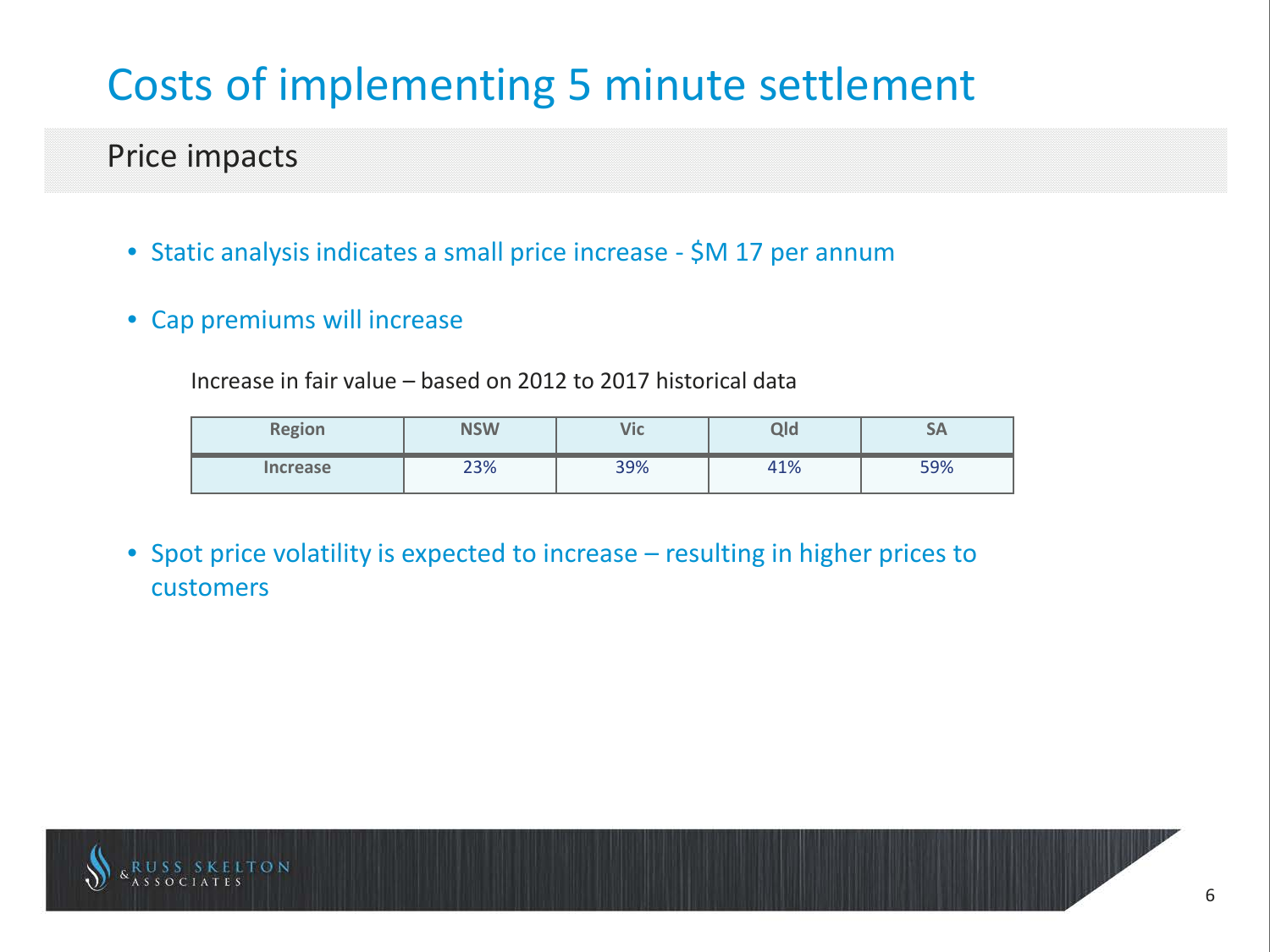# Costs of implementing 5 minute settlement

## Price impacts

- Static analysis indicates a small price increase - $M 17 per annum
- Cap premiums will increase

Increase in fair value – based on 2012 to 2017 historical data

| Region | NSW | Vic | Qld | SA |
|---|---|---|---|---|
| Increase | 23% | 39% | 41% | 59% |

- Spot price volatility is expected to increase – resulting in higher prices to customers